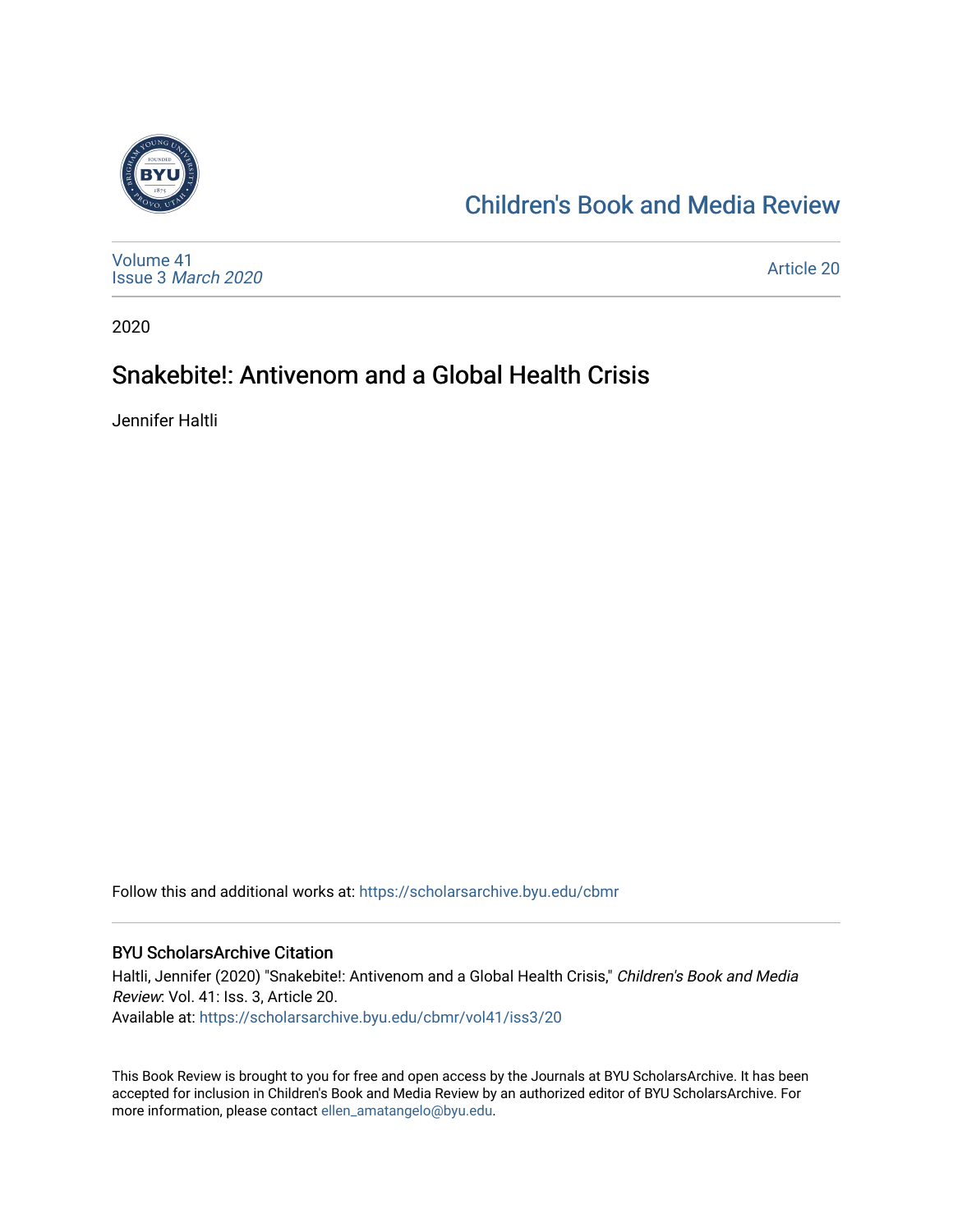[Children's Book and Media Review](https://scholarsarchive.byu.edu/cbmr)

Volume 41
Issue 3 *March 2020*

Article 20

2020

# Snakebite!: Antivenom and a Global Health Crisis

Jennifer Haltli

Follow this and additional works at: https://scholarsarchive.byu.edu/cbmr

## BYU ScholarsArchive Citation

Haltli, Jennifer (2020) "Snakebite!: Antivenom and a Global Health Crisis," *Children's Book and Media Review*: Vol. 41: Iss. 3, Article 20.
Available at: https://scholarsarchive.byu.edu/cbmr/vol41/iss3/20

This Book Review is brought to you for free and open access by the Journals at BYU ScholarsArchive. It has been accepted for inclusion in Children's Book and Media Review by an authorized editor of BYU ScholarsArchive. For more information, please contact ellen_amatangelo@byu.edu.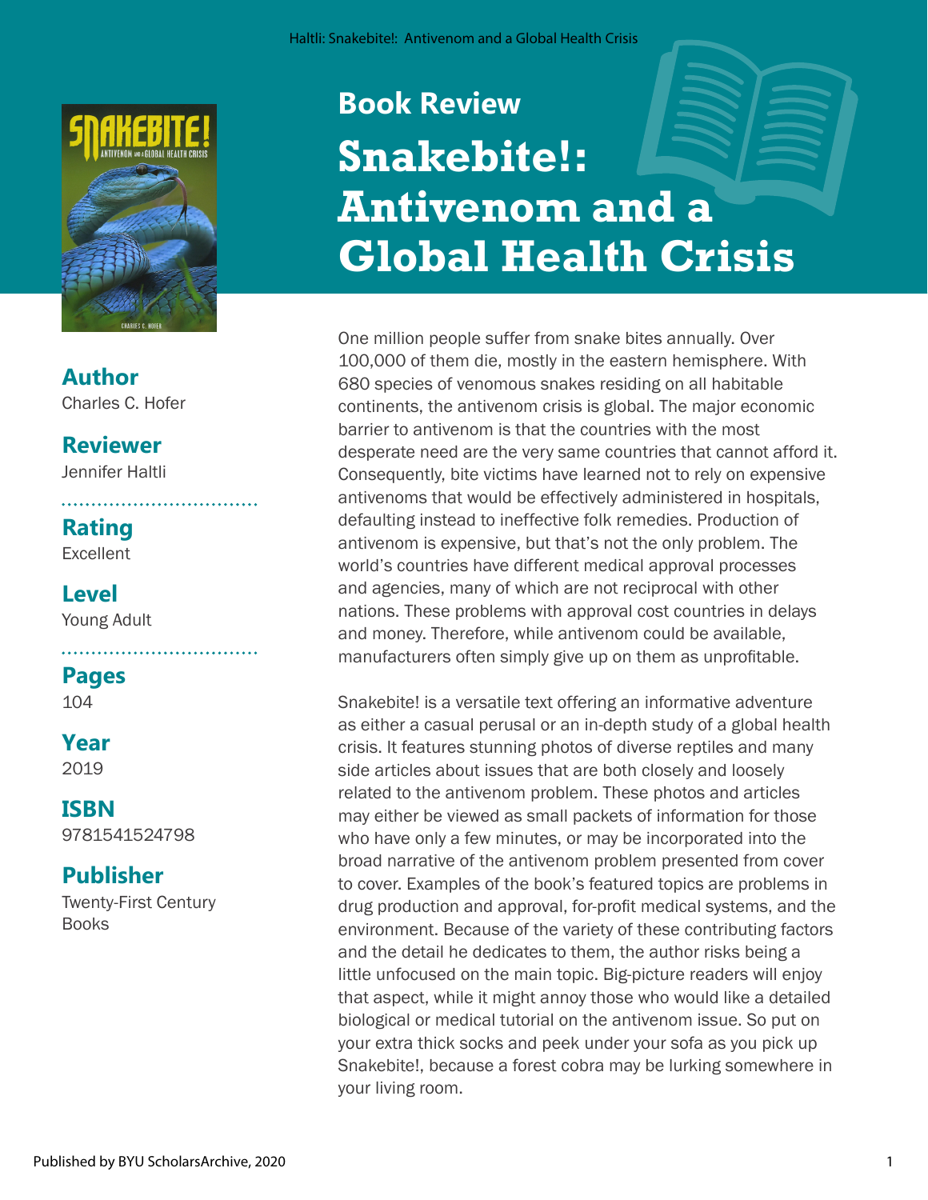# Book Review

# Snakebite!: Antivenom and a Global Health Crisis

**Author**
Charles C. Hofer

**Reviewer**
Jennifer Haltli

**Rating**
Excellent

**Level**
Young Adult

**Pages**
104

**Year**
2019

**ISBN**
9781541524798

**Publisher**
Twenty-First Century Books

One million people suffer from snake bites annually. Over 100,000 of them die, mostly in the eastern hemisphere. With 680 species of venomous snakes residing on all habitable continents, the antivenom crisis is global. The major economic barrier to antivenom is that the countries with the most desperate need are the very same countries that cannot afford it. Consequently, bite victims have learned not to rely on expensive antivenoms that would be effectively administered in hospitals, defaulting instead to ineffective folk remedies. Production of antivenom is expensive, but that's not the only problem. The world's countries have different medical approval processes and agencies, many of which are not reciprocal with other nations. These problems with approval cost countries in delays and money. Therefore, while antivenom could be available, manufacturers often simply give up on them as unprofitable.

Snakebite! is a versatile text offering an informative adventure as either a casual perusal or an in-depth study of a global health crisis. It features stunning photos of diverse reptiles and many side articles about issues that are both closely and loosely related to the antivenom problem. These photos and articles may either be viewed as small packets of information for those who have only a few minutes, or may be incorporated into the broad narrative of the antivenom problem presented from cover to cover. Examples of the book's featured topics are problems in drug production and approval, for-profit medical systems, and the environment. Because of the variety of these contributing factors and the detail he dedicates to them, the author risks being a little unfocused on the main topic. Big-picture readers will enjoy that aspect, while it might annoy those who would like a detailed biological or medical tutorial on the antivenom issue. So put on your extra thick socks and peek under your sofa as you pick up Snakebite!, because a forest cobra may be lurking somewhere in your living room.